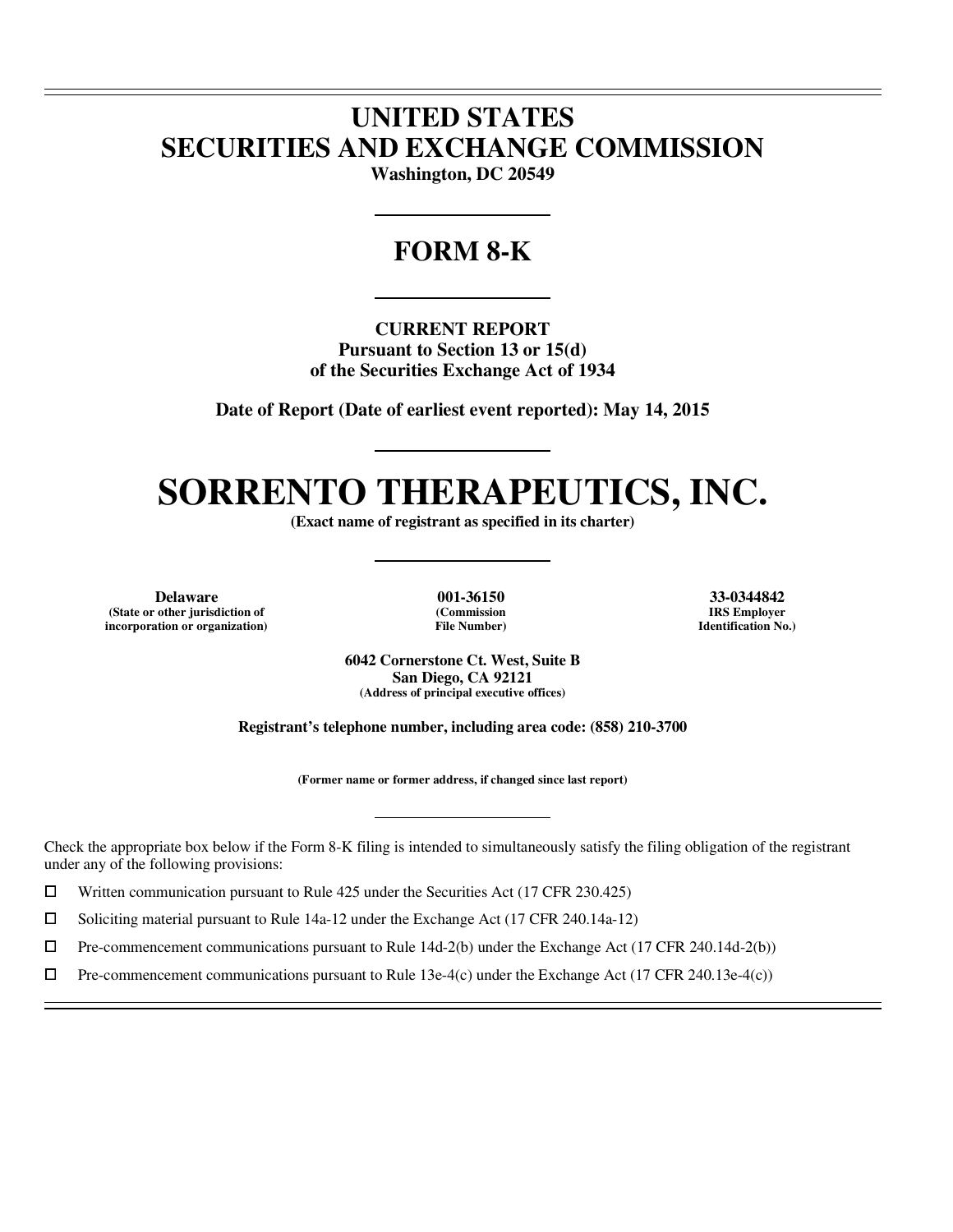# UNITED STATES
# SECURITIES AND EXCHANGE COMMISSION

**Washington, DC 20549**

## FORM 8-K

**CURRENT REPORT**
**Pursuant to Section 13 or 15(d)**
**of the Securities Exchange Act of 1934**

**Date of Report (Date of earliest event reported): May 14, 2015**

# SORRENTO THERAPEUTICS, INC.

**(Exact name of registrant as specified in its charter)**

| Delaware | 001-36150 | 33-0344842 |
|---|---|---|
| (State or other jurisdiction of incorporation or organization) | (Commission File Number) | IRS Employer Identification No.) |

**6042 Cornerstone Ct. West, Suite B**
**San Diego, CA 92121**
**(Address of principal executive offices)**

**Registrant's telephone number, including area code: (858) 210-3700**

**(Former name or former address, if changed since last report)**

Check the appropriate box below if the Form 8-K filing is intended to simultaneously satisfy the filing obligation of the registrant under any of the following provisions:

☐ Written communication pursuant to Rule 425 under the Securities Act (17 CFR 230.425)

☐ Soliciting material pursuant to Rule 14a-12 under the Exchange Act (17 CFR 240.14a-12)

☐ Pre-commencement communications pursuant to Rule 14d-2(b) under the Exchange Act (17 CFR 240.14d-2(b))

☐ Pre-commencement communications pursuant to Rule 13e-4(c) under the Exchange Act (17 CFR 240.13e-4(c))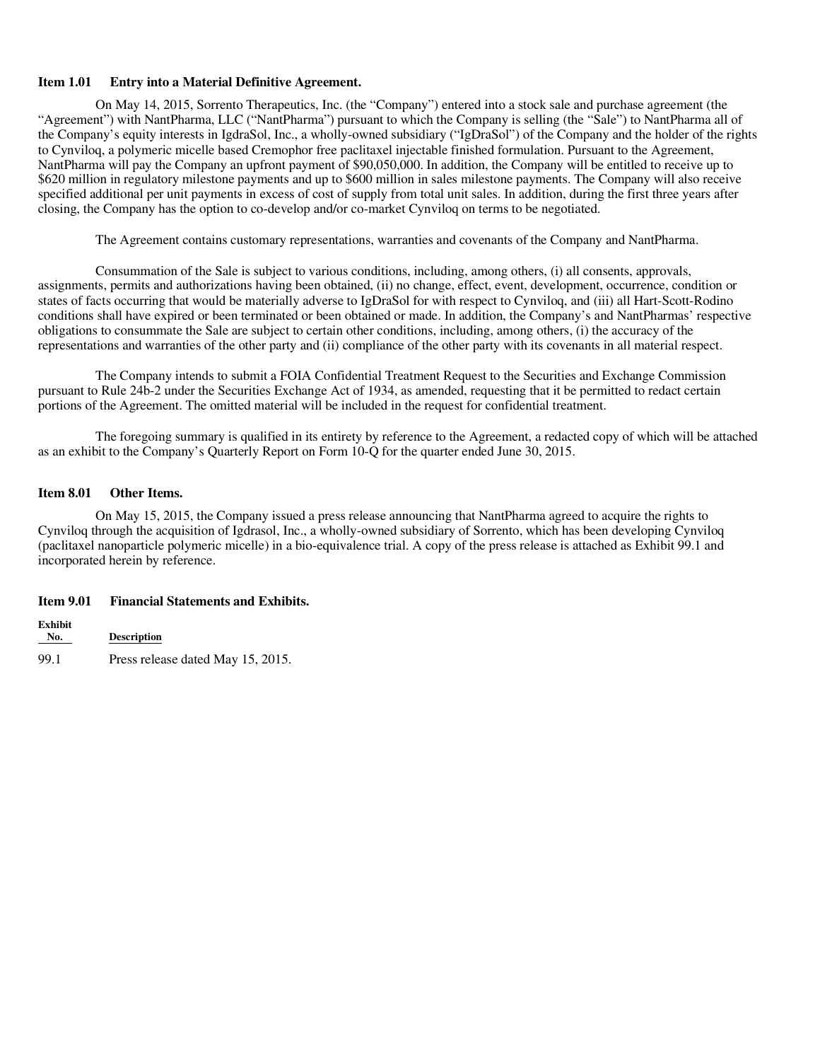### Item 1.01 Entry into a Material Definitive Agreement.

On May 14, 2015, Sorrento Therapeutics, Inc. (the "Company") entered into a stock sale and purchase agreement (the "Agreement") with NantPharma, LLC ("NantPharma") pursuant to which the Company is selling (the "Sale") to NantPharma all of the Company's equity interests in IgdraSol, Inc., a wholly-owned subsidiary ("IgDraSol") of the Company and the holder of the rights to Cynviloq, a polymeric micelle based Cremophor free paclitaxel injectable finished formulation. Pursuant to the Agreement, NantPharma will pay the Company an upfront payment of $90,050,000. In addition, the Company will be entitled to receive up to $620 million in regulatory milestone payments and up to $600 million in sales milestone payments. The Company will also receive specified additional per unit payments in excess of cost of supply from total unit sales. In addition, during the first three years after closing, the Company has the option to co-develop and/or co-market Cynviloq on terms to be negotiated.

The Agreement contains customary representations, warranties and covenants of the Company and NantPharma.

Consummation of the Sale is subject to various conditions, including, among others, (i) all consents, approvals, assignments, permits and authorizations having been obtained, (ii) no change, effect, event, development, occurrence, condition or states of facts occurring that would be materially adverse to IgDraSol for with respect to Cynviloq, and (iii) all Hart-Scott-Rodino conditions shall have expired or been terminated or been obtained or made. In addition, the Company's and NantPharmas' respective obligations to consummate the Sale are subject to certain other conditions, including, among others, (i) the accuracy of the representations and warranties of the other party and (ii) compliance of the other party with its covenants in all material respect.

The Company intends to submit a FOIA Confidential Treatment Request to the Securities and Exchange Commission pursuant to Rule 24b-2 under the Securities Exchange Act of 1934, as amended, requesting that it be permitted to redact certain portions of the Agreement. The omitted material will be included in the request for confidential treatment.

The foregoing summary is qualified in its entirety by reference to the Agreement, a redacted copy of which will be attached as an exhibit to the Company's Quarterly Report on Form 10-Q for the quarter ended June 30, 2015.

### Item 8.01 Other Items.

On May 15, 2015, the Company issued a press release announcing that NantPharma agreed to acquire the rights to Cynviloq through the acquisition of Igdrasol, Inc., a wholly-owned subsidiary of Sorrento, which has been developing Cynviloq (paclitaxel nanoparticle polymeric micelle) in a bio-equivalence trial. A copy of the press release is attached as Exhibit 99.1 and incorporated herein by reference.

### Item 9.01 Financial Statements and Exhibits.

| Exhibit No. | Description |
|---|---|
| 99.1 | Press release dated May 15, 2015. |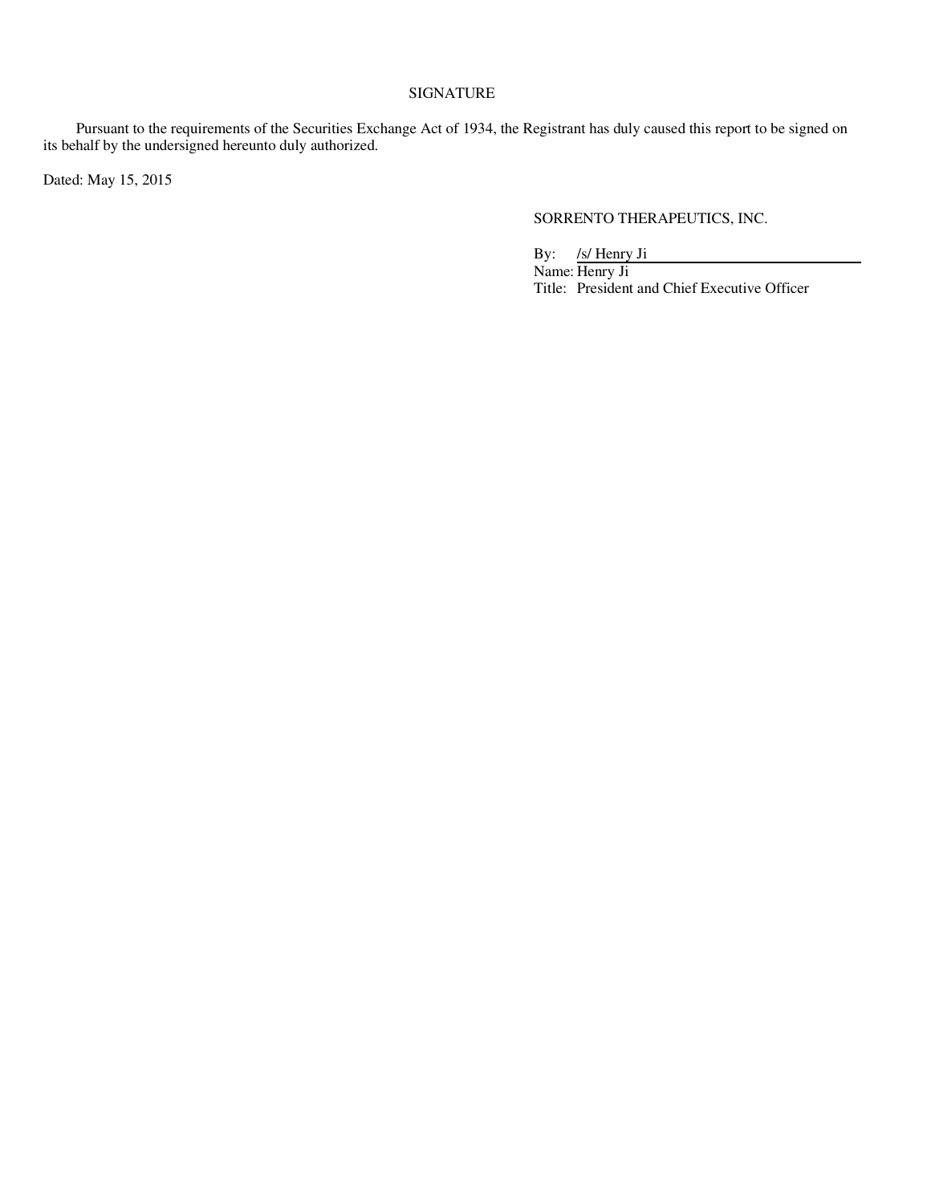SIGNATURE

Pursuant to the requirements of the Securities Exchange Act of 1934, the Registrant has duly caused this report to be signed on its behalf by the undersigned hereunto duly authorized.

Dated: May 15, 2015

SORRENTO THERAPEUTICS, INC.

By: /s/ Henry Ji  
Name: Henry Ji  
Title: President and Chief Executive Officer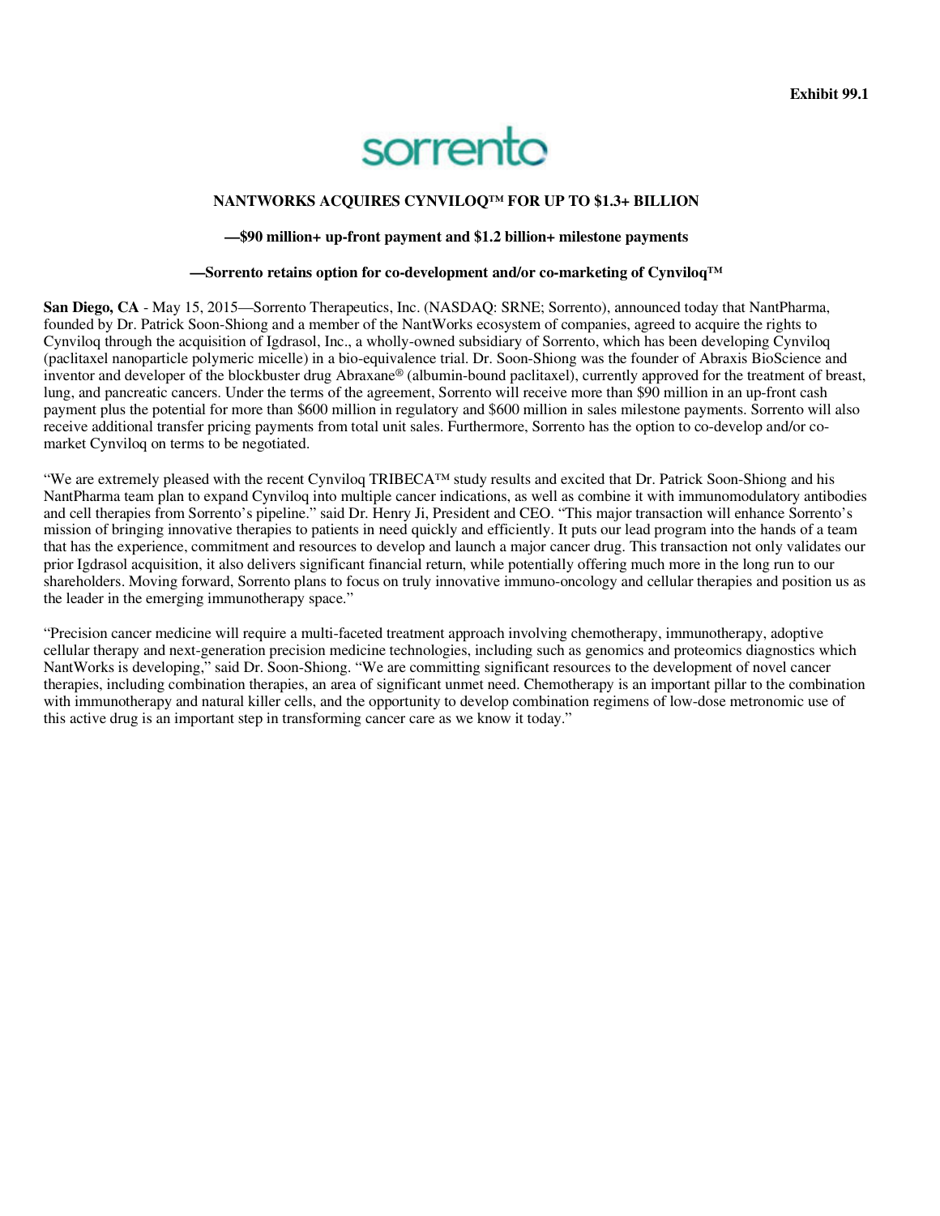Exhibit 99.1

sorrento

**NANTWORKS ACQUIRES CYNVILOQ™ FOR UP TO $1.3+ BILLION**

**—$90 million+ up-front payment and $1.2 billion+ milestone payments**

**—Sorrento retains option for co-development and/or co-marketing of Cynviloq™**

**San Diego, CA** - May 15, 2015—Sorrento Therapeutics, Inc. (NASDAQ: SRNE; Sorrento), announced today that NantPharma, founded by Dr. Patrick Soon-Shiong and a member of the NantWorks ecosystem of companies, agreed to acquire the rights to Cynviloq through the acquisition of Igdrasol, Inc., a wholly-owned subsidiary of Sorrento, which has been developing Cynviloq (paclitaxel nanoparticle polymeric micelle) in a bio-equivalence trial. Dr. Soon-Shiong was the founder of Abraxis BioScience and inventor and developer of the blockbuster drug Abraxane® (albumin-bound paclitaxel), currently approved for the treatment of breast, lung, and pancreatic cancers. Under the terms of the agreement, Sorrento will receive more than $90 million in an up-front cash payment plus the potential for more than $600 million in regulatory and $600 million in sales milestone payments. Sorrento will also receive additional transfer pricing payments from total unit sales. Furthermore, Sorrento has the option to co-develop and/or co-market Cynviloq on terms to be negotiated.

"We are extremely pleased with the recent Cynviloq TRIBECA™ study results and excited that Dr. Patrick Soon-Shiong and his NantPharma team plan to expand Cynviloq into multiple cancer indications, as well as combine it with immunomodulatory antibodies and cell therapies from Sorrento's pipeline." said Dr. Henry Ji, President and CEO. "This major transaction will enhance Sorrento's mission of bringing innovative therapies to patients in need quickly and efficiently. It puts our lead program into the hands of a team that has the experience, commitment and resources to develop and launch a major cancer drug. This transaction not only validates our prior Igdrasol acquisition, it also delivers significant financial return, while potentially offering much more in the long run to our shareholders. Moving forward, Sorrento plans to focus on truly innovative immuno-oncology and cellular therapies and position us as the leader in the emerging immunotherapy space."

"Precision cancer medicine will require a multi-faceted treatment approach involving chemotherapy, immunotherapy, adoptive cellular therapy and next-generation precision medicine technologies, including such as genomics and proteomics diagnostics which NantWorks is developing," said Dr. Soon-Shiong. "We are committing significant resources to the development of novel cancer therapies, including combination therapies, an area of significant unmet need. Chemotherapy is an important pillar to the combination with immunotherapy and natural killer cells, and the opportunity to develop combination regimens of low-dose metronomic use of this active drug is an important step in transforming cancer care as we know it today."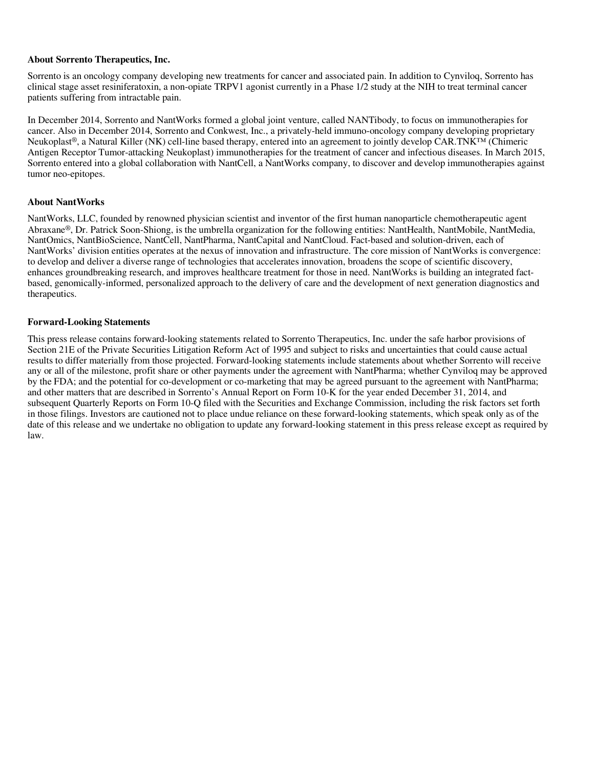**About Sorrento Therapeutics, Inc.**

Sorrento is an oncology company developing new treatments for cancer and associated pain. In addition to Cynviloq, Sorrento has clinical stage asset resiniferatoxin, a non-opiate TRPV1 agonist currently in a Phase 1/2 study at the NIH to treat terminal cancer patients suffering from intractable pain.

In December 2014, Sorrento and NantWorks formed a global joint venture, called NANTibody, to focus on immunotherapies for cancer. Also in December 2014, Sorrento and Conkwest, Inc., a privately-held immuno-oncology company developing proprietary Neukoplast®, a Natural Killer (NK) cell-line based therapy, entered into an agreement to jointly develop CAR.TNK™ (Chimeric Antigen Receptor Tumor-attacking Neukoplast) immunotherapies for the treatment of cancer and infectious diseases. In March 2015, Sorrento entered into a global collaboration with NantCell, a NantWorks company, to discover and develop immunotherapies against tumor neo-epitopes.

**About NantWorks**

NantWorks, LLC, founded by renowned physician scientist and inventor of the first human nanoparticle chemotherapeutic agent Abraxane®, Dr. Patrick Soon-Shiong, is the umbrella organization for the following entities: NantHealth, NantMobile, NantMedia, NantOmics, NantBioScience, NantCell, NantPharma, NantCapital and NantCloud. Fact-based and solution-driven, each of NantWorks' division entities operates at the nexus of innovation and infrastructure. The core mission of NantWorks is convergence: to develop and deliver a diverse range of technologies that accelerates innovation, broadens the scope of scientific discovery, enhances groundbreaking research, and improves healthcare treatment for those in need. NantWorks is building an integrated fact-based, genomically-informed, personalized approach to the delivery of care and the development of next generation diagnostics and therapeutics.

**Forward-Looking Statements**

This press release contains forward-looking statements related to Sorrento Therapeutics, Inc. under the safe harbor provisions of Section 21E of the Private Securities Litigation Reform Act of 1995 and subject to risks and uncertainties that could cause actual results to differ materially from those projected. Forward-looking statements include statements about whether Sorrento will receive any or all of the milestone, profit share or other payments under the agreement with NantPharma; whether Cynviloq may be approved by the FDA; and the potential for co-development or co-marketing that may be agreed pursuant to the agreement with NantPharma; and other matters that are described in Sorrento's Annual Report on Form 10-K for the year ended December 31, 2014, and subsequent Quarterly Reports on Form 10-Q filed with the Securities and Exchange Commission, including the risk factors set forth in those filings. Investors are cautioned not to place undue reliance on these forward-looking statements, which speak only as of the date of this release and we undertake no obligation to update any forward-looking statement in this press release except as required by law.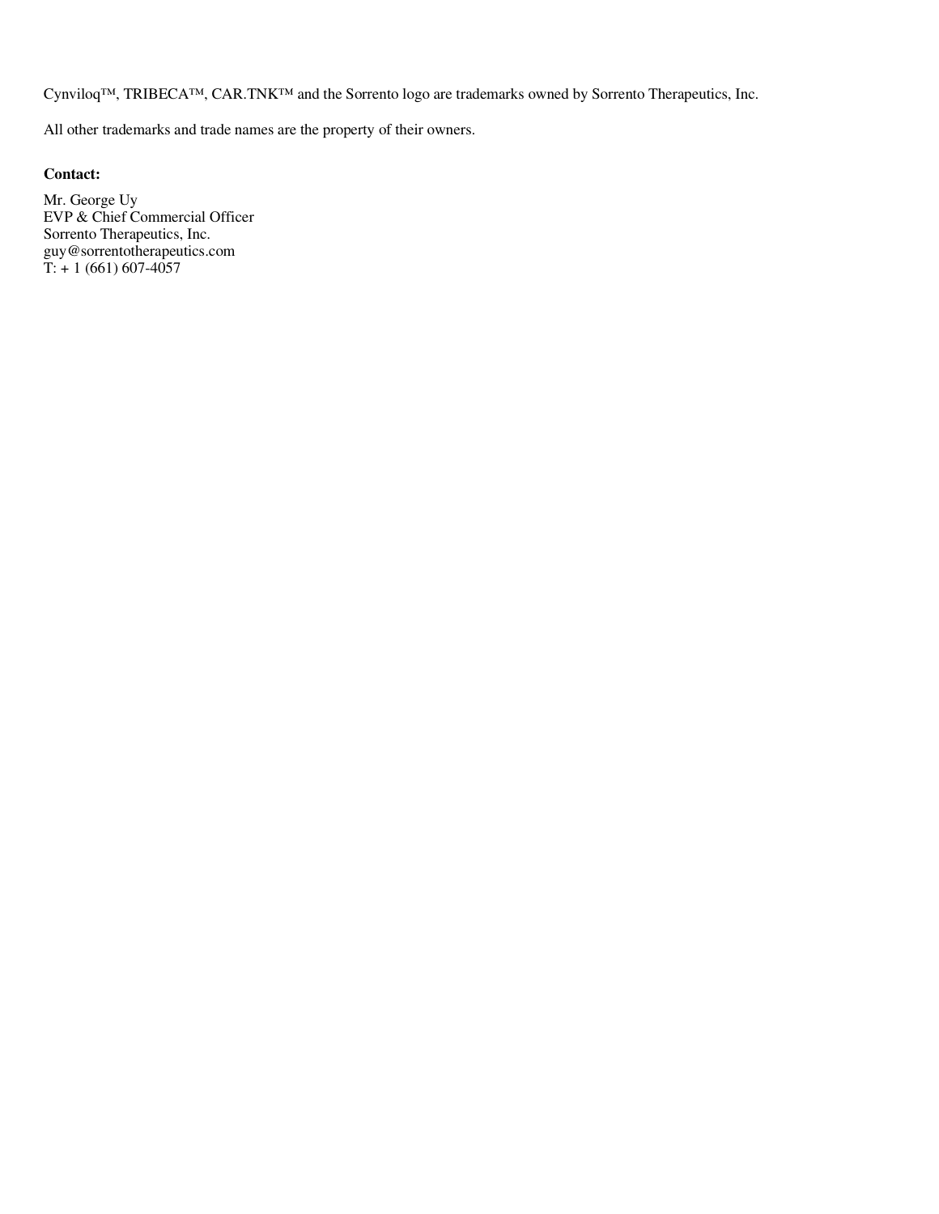Cynviloq™, TRIBECA™, CAR.TNK™ and the Sorrento logo are trademarks owned by Sorrento Therapeutics, Inc.

All other trademarks and trade names are the property of their owners.

**Contact:**

Mr. George Uy
EVP & Chief Commercial Officer
Sorrento Therapeutics, Inc.
guy@sorrentotherapeutics.com
T: + 1 (661) 607-4057